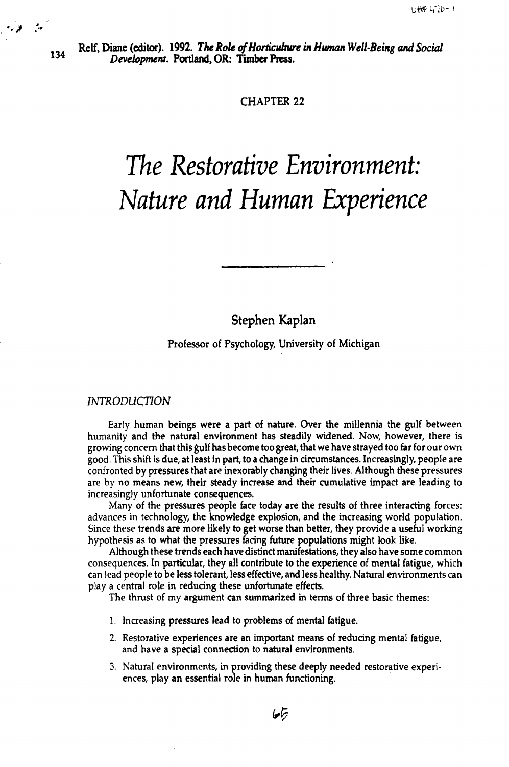Relf, Diane (editor). 1992. *The Role of Horticulture in Human Well-Being and Social Development*. Portland, OR: Timber Press.

CHAPTER 22

# *The Restorative Environment: Nature and Human Experience*

Stephen Kaplan

Professor of Psychology, University of Michigan

## *INTRODUCTION*

Early human beings were a part of nature. Over the millennia the gulf between humanity and the natural environment has steadily widened. Now, however, there is growing concern that this gulf has become too great, that we have strayed too far for our own good. This shift is due, at least in part, to a change in circumstances. Increasingly, people are confronted by pressures that are inexorably changing their lives. Although these pressures are by no means new, their steady increase and their cumulative impact are leading to increasingly unfortunate consequences.

Many of the pressures people face today are the results of three interacting forces: advances in technology, the knowledge explosion, and the increasing world population. Since these trends are more likely to get worse than better, they provide a useful working hypothesis as to what the pressures facing future populations might look like.

Although these trends each have distinct manifestations, they also have some common consequences. In particular, they all contribute to the experience of mental fatigue, which can lead people to be less tolerant, less effective, and less healthy. Natural environments can play a central role in reducing these unfortunate effects.

The thrust of my argument can summarized in terms of three basic themes:

1. Increasing pressures lead to problems of mental fatigue.
2. Restorative experiences are an important means of reducing mental fatigue, and have a special connection to natural environments.
3. Natural environments, in providing these deeply needed restorative experiences, play an essential role in human functioning.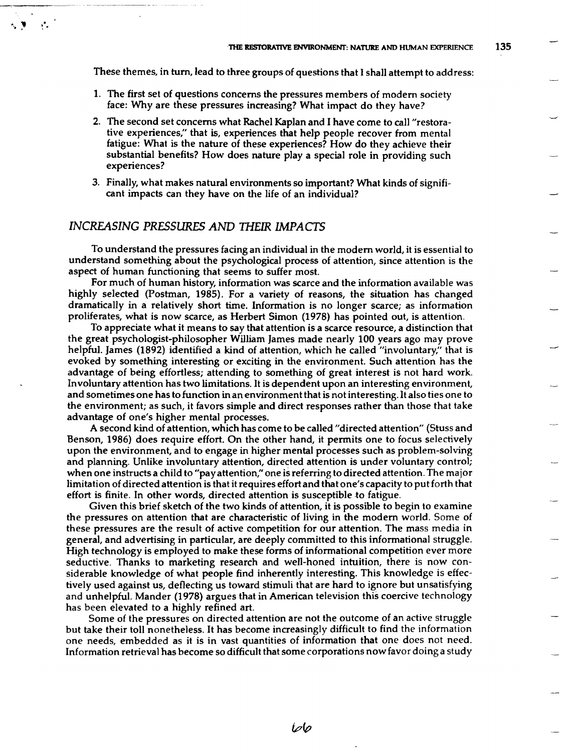These themes, in turn, lead to three groups of questions that I shall attempt to address:

1. The first set of questions concerns the pressures members of modern society face: Why are these pressures increasing? What impact do they have?
2. The second set concerns what Rachel Kaplan and I have come to call "restorative experiences," that is, experiences that help people recover from mental fatigue: What is the nature of these experiences? How do they achieve their substantial benefits? How does nature play a special role in providing such experiences?
3. Finally, what makes natural environments so important? What kinds of significant impacts can they have on the life of an individual?

## *INCREASING PRESSURES AND THEIR IMPACTS*

To understand the pressures facing an individual in the modern world, it is essential to understand something about the psychological process of attention, since attention is the aspect of human functioning that seems to suffer most.

For much of human history, information was scarce and the information available was highly selected (Postman, 1985). For a variety of reasons, the situation has changed dramatically in a relatively short time. Information is no longer scarce; as information proliferates, what is now scarce, as Herbert Simon (1978) has pointed out, is attention.

To appreciate what it means to say that attention is a scarce resource, a distinction that the great psychologist-philosopher William James made nearly 100 years ago may prove helpful. James (1892) identified a kind of attention, which he called "involuntary," that is evoked by something interesting or exciting in the environment. Such attention has the advantage of being effortless; attending to something of great interest is not hard work. Involuntary attention has two limitations. It is dependent upon an interesting environment, and sometimes one has to function in an environment that is not interesting. It also ties one to the environment; as such, it favors simple and direct responses rather than those that take advantage of one's higher mental processes.

A second kind of attention, which has come to be called "directed attention" (Stuss and Benson, 1986) does require effort. On the other hand, it permits one to focus selectively upon the environment, and to engage in higher mental processes such as problem-solving and planning. Unlike involuntary attention, directed attention is under voluntary control; when one instructs a child to "pay attention," one is referring to directed attention. The major limitation of directed attention is that it requires effort and that one's capacity to put forth that effort is finite. In other words, directed attention is susceptible to fatigue.

Given this brief sketch of the two kinds of attention, it is possible to begin to examine the pressures on attention that are characteristic of living in the modern world. Some of these pressures are the result of active competition for our attention. The mass media in general, and advertising in particular, are deeply committed to this informational struggle. High technology is employed to make these forms of informational competition ever more seductive. Thanks to marketing research and well-honed intuition, there is now considerable knowledge of what people find inherently interesting. This knowledge is effectively used against us, deflecting us toward stimuli that are hard to ignore but unsatisfying and unhelpful. Mander (1978) argues that in American television this coercive technology has been elevated to a highly refined art.

Some of the pressures on directed attention are not the outcome of an active struggle but take their toll nonetheless. It has become increasingly difficult to find the information one needs, embedded as it is in vast quantities of information that one does not need. Information retrieval has become so difficult that some corporations now favor doing a study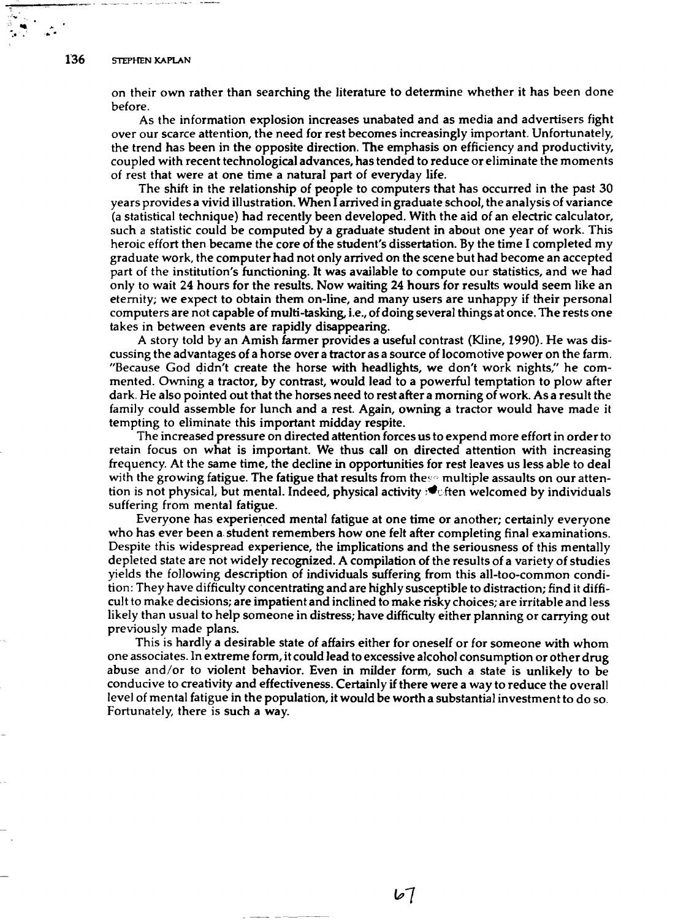on their own rather than searching the literature to determine whether it has been done before.

As the information explosion increases unabated and as media and advertisers fight over our scarce attention, the need for rest becomes increasingly important. Unfortunately, the trend has been in the opposite direction. The emphasis on efficiency and productivity, coupled with recent technological advances, has tended to reduce or eliminate the moments of rest that were at one time a natural part of everyday life.

The shift in the relationship of people to computers that has occurred in the past 30 years provides a vivid illustration. When I arrived in graduate school, the analysis of variance (a statistical technique) had recently been developed. With the aid of an electric calculator, such a statistic could be computed by a graduate student in about one year of work. This heroic effort then became the core of the student's dissertation. By the time I completed my graduate work, the computer had not only arrived on the scene but had become an accepted part of the institution's functioning. It was available to compute our statistics, and we had only to wait 24 hours for the results. Now waiting 24 hours for results would seem like an eternity; we expect to obtain them on-line, and many users are unhappy if their personal computers are not capable of multi-tasking, i.e., of doing several things at once. The rests one takes in between events are rapidly disappearing.

A story told by an Amish farmer provides a useful contrast (Kline, 1990). He was discussing the advantages of a horse over a tractor as a source of locomotive power on the farm. "Because God didn't create the horse with headlights, we don't work nights," he commented. Owning a tractor, by contrast, would lead to a powerful temptation to plow after dark. He also pointed out that the horses need to rest after a morning of work. As a result the family could assemble for lunch and a rest. Again, owning a tractor would have made it tempting to eliminate this important midday respite.

The increased pressure on directed attention forces us to expend more effort in order to retain focus on what is important. We thus call on directed attention with increasing frequency. At the same time, the decline in opportunities for rest leaves us less able to deal with the growing fatigue. The fatigue that results from these multiple assaults on our attention is not physical, but mental. Indeed, physical activity is often welcomed by individuals suffering from mental fatigue.

Everyone has experienced mental fatigue at one time or another; certainly everyone who has ever been a student remembers how one felt after completing final examinations. Despite this widespread experience, the implications and the seriousness of this mentally depleted state are not widely recognized. A compilation of the results of a variety of studies yields the following description of individuals suffering from this all-too-common condition: They have difficulty concentrating and are highly susceptible to distraction; find it difficult to make decisions; are impatient and inclined to make risky choices; are irritable and less likely than usual to help someone in distress; have difficulty either planning or carrying out previously made plans.

This is hardly a desirable state of affairs either for oneself or for someone with whom one associates. In extreme form, it could lead to excessive alcohol consumption or other drug abuse and/or to violent behavior. Even in milder form, such a state is unlikely to be conducive to creativity and effectiveness. Certainly if there were a way to reduce the overall level of mental fatigue in the population, it would be worth a substantial investment to do so. Fortunately, there is such a way.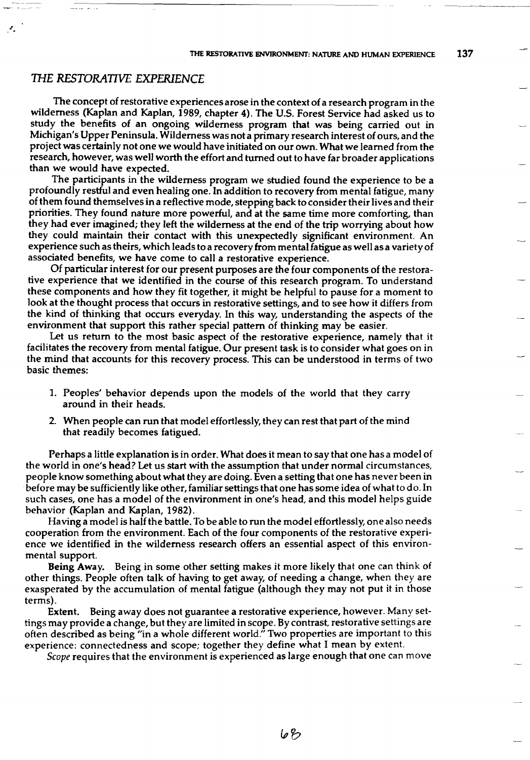## *THE RESTORATIVE EXPERIENCE*

The concept of restorative experiences arose in the context of a research program in the wilderness (Kaplan and Kaplan, 1989, chapter 4). The U.S. Forest Service had asked us to study the benefits of an ongoing wilderness program that was being carried out in Michigan's Upper Peninsula. Wilderness was not a primary research interest of ours, and the project was certainly not one we would have initiated on our own. What we learned from the research, however, was well worth the effort and turned out to have far broader applications than we would have expected.

The participants in the wilderness program we studied found the experience to be a profoundly restful and even healing one. In addition to recovery from mental fatigue, many of them found themselves in a reflective mode, stepping back to consider their lives and their priorities. They found nature more powerful, and at the same time more comforting, than they had ever imagined; they left the wilderness at the end of the trip worrying about how they could maintain their contact with this unexpectedly significant environment. An experience such as theirs, which leads to a recovery from mental fatigue as well as a variety of associated benefits, we have come to call a restorative experience.

Of particular interest for our present purposes are the four components of the restorative experience that we identified in the course of this research program. To understand these components and how they fit together, it might be helpful to pause for a moment to look at the thought process that occurs in restorative settings, and to see how it differs from the kind of thinking that occurs everyday. In this way, understanding the aspects of the environment that support this rather special pattern of thinking may be easier.

Let us return to the most basic aspect of the restorative experience, namely that it facilitates the recovery from mental fatigue. Our present task is to consider what goes on in the mind that accounts for this recovery process. This can be understood in terms of two basic themes:

1. Peoples' behavior depends upon the models of the world that they carry around in their heads.
2. When people can run that model effortlessly, they can rest that part of the mind that readily becomes fatigued.

Perhaps a little explanation is in order. What does it mean to say that one has a model of the world in one's head? Let us start with the assumption that under normal circumstances, people know something about what they are doing. Even a setting that one has never been in before may be sufficiently like other, familiar settings that one has some idea of what to do. In such cases, one has a model of the environment in one's head, and this model helps guide behavior (Kaplan and Kaplan, 1982).

Having a model is half the battle. To be able to run the model effortlessly, one also needs cooperation from the environment. Each of the four components of the restorative experience we identified in the wilderness research offers an essential aspect of this environmental support.

**Being Away.** Being in some other setting makes it more likely that one can think of other things. People often talk of having to get away, of needing a change, when they are exasperated by the accumulation of mental fatigue (although they may not put it in those terms).

**Extent.** Being away does not guarantee a restorative experience, however. Many settings may provide a change, but they are limited in scope. By contrast, restorative settings are often described as being "in a whole different world." Two properties are important to this experience: connectedness and scope; together they define what I mean by extent.

*Scope* requires that the environment is experienced as large enough that one can move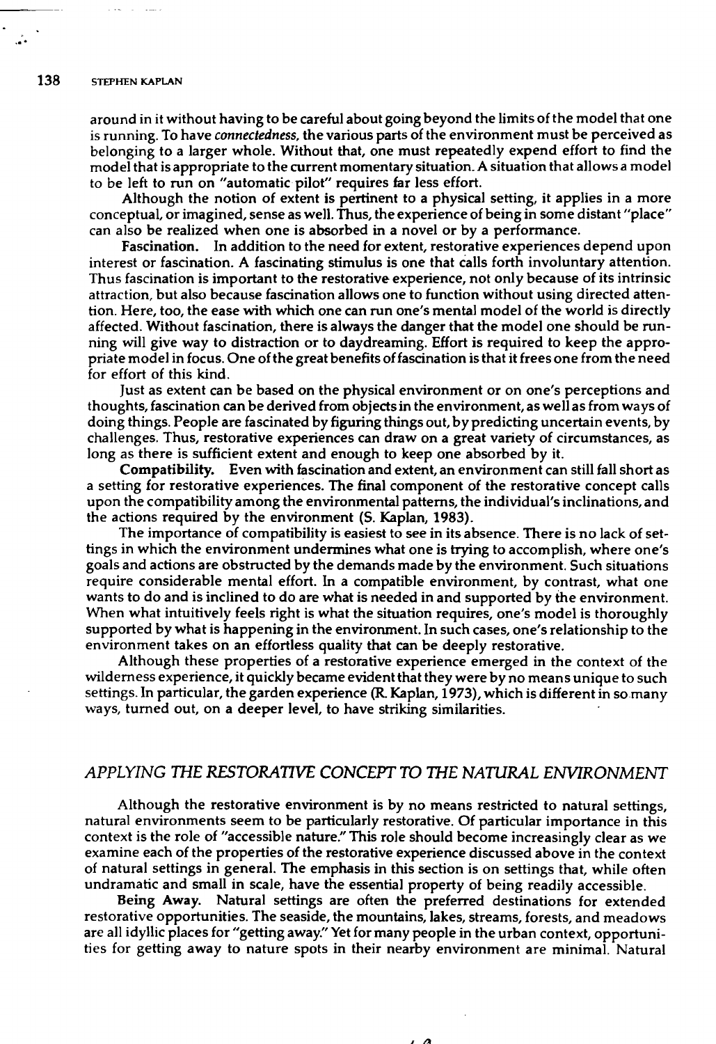around in it without having to be careful about going beyond the limits of the model that one is running. To have *connectedness*, the various parts of the environment must be perceived as belonging to a larger whole. Without that, one must repeatedly expend effort to find the model that is appropriate to the current momentary situation. A situation that allows a model to be left to run on "automatic pilot" requires far less effort.

Although the notion of extent is pertinent to a physical setting, it applies in a more conceptual, or imagined, sense as well. Thus, the experience of being in some distant "place" can also be realized when one is absorbed in a novel or by a performance.

**Fascination.** In addition to the need for extent, restorative experiences depend upon interest or fascination. A fascinating stimulus is one that calls forth involuntary attention. Thus fascination is important to the restorative experience, not only because of its intrinsic attraction, but also because fascination allows one to function without using directed attention. Here, too, the ease with which one can run one's mental model of the world is directly affected. Without fascination, there is always the danger that the model one should be running will give way to distraction or to daydreaming. Effort is required to keep the appropriate model in focus. One of the great benefits of fascination is that it frees one from the need for effort of this kind.

Just as extent can be based on the physical environment or on one's perceptions and thoughts, fascination can be derived from objects in the environment, as well as from ways of doing things. People are fascinated by figuring things out, by predicting uncertain events, by challenges. Thus, restorative experiences can draw on a great variety of circumstances, as long as there is sufficient extent and enough to keep one absorbed by it.

**Compatibility.** Even with fascination and extent, an environment can still fall short as a setting for restorative experiences. The final component of the restorative concept calls upon the compatibility among the environmental patterns, the individual's inclinations, and the actions required by the environment (S. Kaplan, 1983).

The importance of compatibility is easiest to see in its absence. There is no lack of settings in which the environment undermines what one is trying to accomplish, where one's goals and actions are obstructed by the demands made by the environment. Such situations require considerable mental effort. In a compatible environment, by contrast, what one wants to do and is inclined to do are what is needed in and supported by the environment. When what intuitively feels right is what the situation requires, one's model is thoroughly supported by what is happening in the environment. In such cases, one's relationship to the environment takes on an effortless quality that can be deeply restorative.

Although these properties of a restorative experience emerged in the context of the wilderness experience, it quickly became evident that they were by no means unique to such settings. In particular, the garden experience (R. Kaplan, 1973), which is different in so many ways, turned out, on a deeper level, to have striking similarities.

## *APPLYING THE RESTORATIVE CONCEPT TO THE NATURAL ENVIRONMENT*

Although the restorative environment is by no means restricted to natural settings, natural environments seem to be particularly restorative. Of particular importance in this context is the role of "accessible nature." This role should become increasingly clear as we examine each of the properties of the restorative experience discussed above in the context of natural settings in general. The emphasis in this section is on settings that, while often undramatic and small in scale, have the essential property of being readily accessible.

**Being Away.** Natural settings are often the preferred destinations for extended restorative opportunities. The seaside, the mountains, lakes, streams, forests, and meadows are all idyllic places for "getting away." Yet for many people in the urban context, opportunities for getting away to nature spots in their nearby environment are minimal. Natural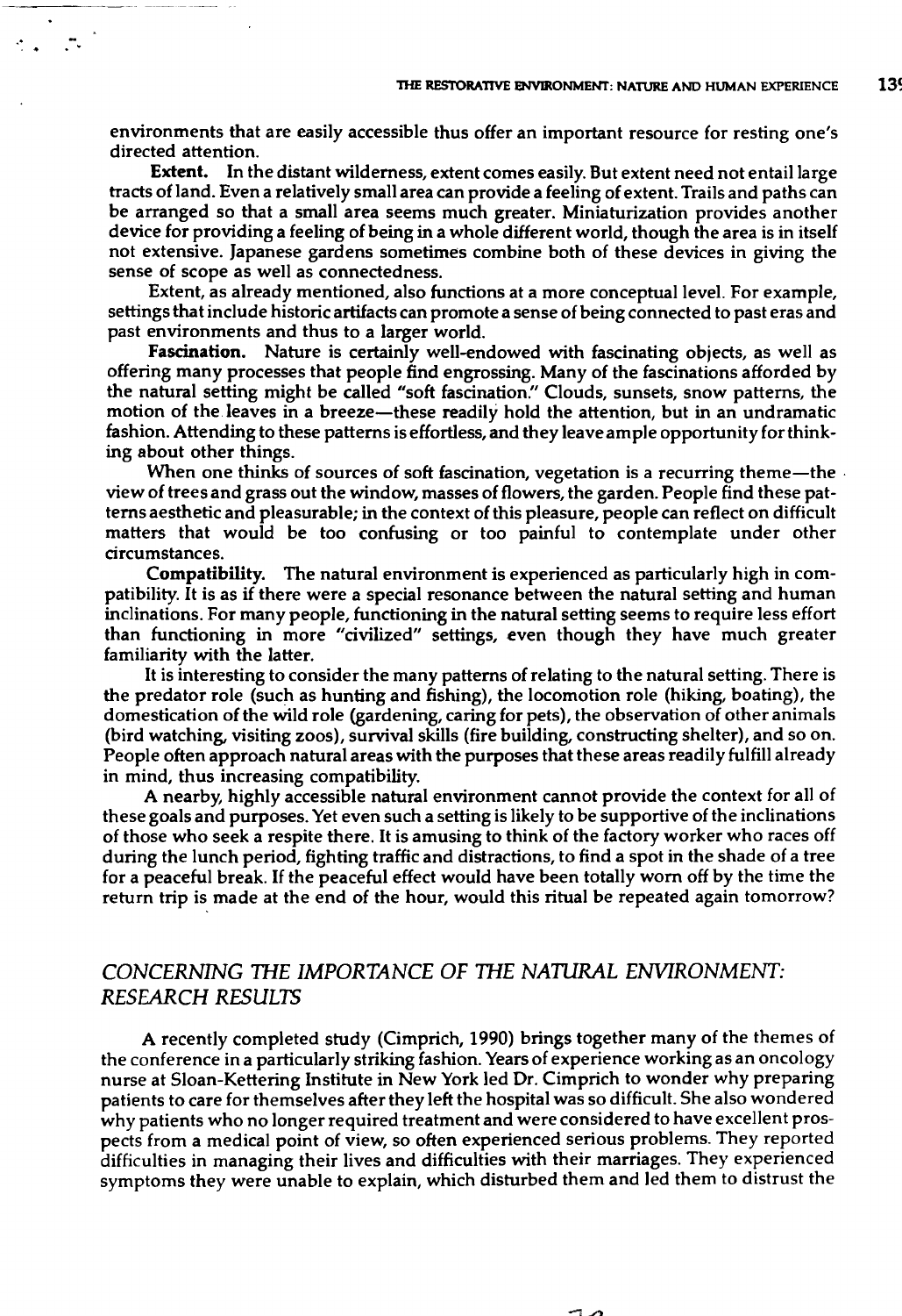environments that are easily accessible thus offer an important resource for resting one's directed attention.

**Extent.** In the distant wilderness, extent comes easily. But extent need not entail large tracts of land. Even a relatively small area can provide a feeling of extent. Trails and paths can be arranged so that a small area seems much greater. Miniaturization provides another device for providing a feeling of being in a whole different world, though the area is in itself not extensive. Japanese gardens sometimes combine both of these devices in giving the sense of scope as well as connectedness.

Extent, as already mentioned, also functions at a more conceptual level. For example, settings that include historic artifacts can promote a sense of being connected to past eras and past environments and thus to a larger world.

**Fascination.** Nature is certainly well-endowed with fascinating objects, as well as offering many processes that people find engrossing. Many of the fascinations afforded by the natural setting might be called "soft fascination." Clouds, sunsets, snow patterns, the motion of the leaves in a breeze—these readily hold the attention, but in an undramatic fashion. Attending to these patterns is effortless, and they leave ample opportunity for thinking about other things.

When one thinks of sources of soft fascination, vegetation is a recurring theme—the view of trees and grass out the window, masses of flowers, the garden. People find these patterns aesthetic and pleasurable; in the context of this pleasure, people can reflect on difficult matters that would be too confusing or too painful to contemplate under other circumstances.

**Compatibility.** The natural environment is experienced as particularly high in compatibility. It is as if there were a special resonance between the natural setting and human inclinations. For many people, functioning in the natural setting seems to require less effort than functioning in more "civilized" settings, even though they have much greater familiarity with the latter.

It is interesting to consider the many patterns of relating to the natural setting. There is the predator role (such as hunting and fishing), the locomotion role (hiking, boating), the domestication of the wild role (gardening, caring for pets), the observation of other animals (bird watching, visiting zoos), survival skills (fire building, constructing shelter), and so on. People often approach natural areas with the purposes that these areas readily fulfill already in mind, thus increasing compatibility.

A nearby, highly accessible natural environment cannot provide the context for all of these goals and purposes. Yet even such a setting is likely to be supportive of the inclinations of those who seek a respite there. It is amusing to think of the factory worker who races off during the lunch period, fighting traffic and distractions, to find a spot in the shade of a tree for a peaceful break. If the peaceful effect would have been totally worn off by the time the return trip is made at the end of the hour, would this ritual be repeated again tomorrow?

## *CONCERNING THE IMPORTANCE OF THE NATURAL ENVIRONMENT: RESEARCH RESULTS*

A recently completed study (Cimprich, 1990) brings together many of the themes of the conference in a particularly striking fashion. Years of experience working as an oncology nurse at Sloan-Kettering Institute in New York led Dr. Cimprich to wonder why preparing patients to care for themselves after they left the hospital was so difficult. She also wondered why patients who no longer required treatment and were considered to have excellent prospects from a medical point of view, so often experienced serious problems. They reported difficulties in managing their lives and difficulties with their marriages. They experienced symptoms they were unable to explain, which disturbed them and led them to distrust the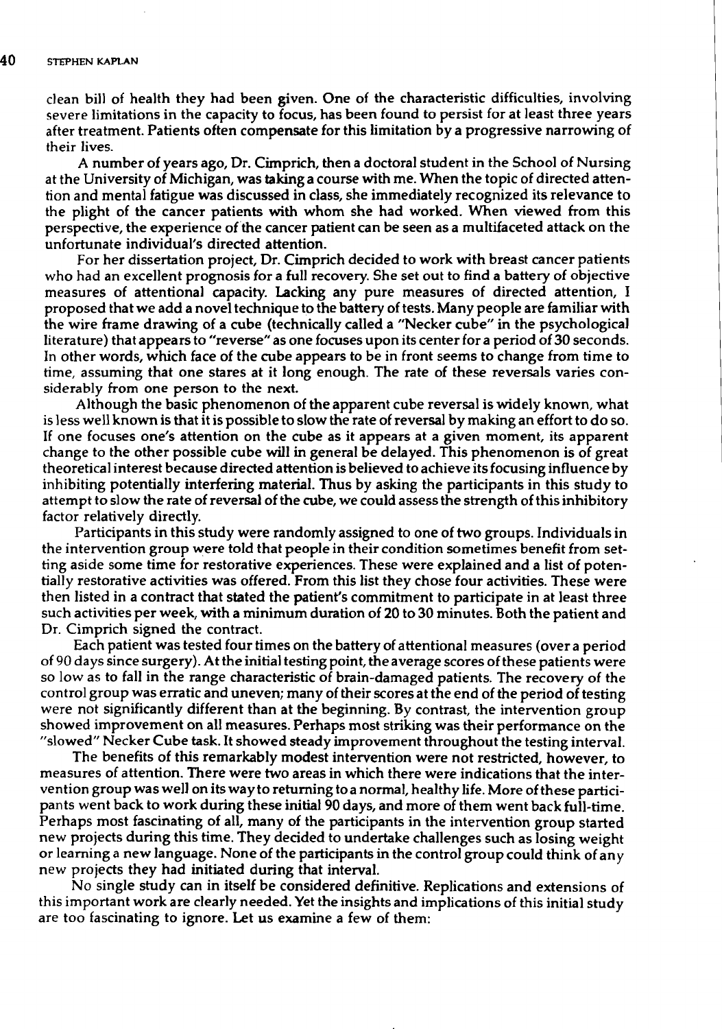clean bill of health they had been given. One of the characteristic difficulties, involving severe limitations in the capacity to focus, has been found to persist for at least three years after treatment. Patients often compensate for this limitation by a progressive narrowing of their lives.

A number of years ago, Dr. Cimprich, then a doctoral student in the School of Nursing at the University of Michigan, was taking a course with me. When the topic of directed attention and mental fatigue was discussed in class, she immediately recognized its relevance to the plight of the cancer patients with whom she had worked. When viewed from this perspective, the experience of the cancer patient can be seen as a multifaceted attack on the unfortunate individual's directed attention.

For her dissertation project, Dr. Cimprich decided to work with breast cancer patients who had an excellent prognosis for a full recovery. She set out to find a battery of objective measures of attentional capacity. Lacking any pure measures of directed attention, I proposed that we add a novel technique to the battery of tests. Many people are familiar with the wire frame drawing of a cube (technically called a "Necker cube" in the psychological literature) that appears to "reverse" as one focuses upon its center for a period of 30 seconds. In other words, which face of the cube appears to be in front seems to change from time to time, assuming that one stares at it long enough. The rate of these reversals varies considerably from one person to the next.

Although the basic phenomenon of the apparent cube reversal is widely known, what is less well known is that it is possible to slow the rate of reversal by making an effort to do so. If one focuses one's attention on the cube as it appears at a given moment, its apparent change to the other possible cube will in general be delayed. This phenomenon is of great theoretical interest because directed attention is believed to achieve its focusing influence by inhibiting potentially interfering material. Thus by asking the participants in this study to attempt to slow the rate of reversal of the cube, we could assess the strength of this inhibitory factor relatively directly.

Participants in this study were randomly assigned to one of two groups. Individuals in the intervention group were told that people in their condition sometimes benefit from setting aside some time for restorative experiences. These were explained and a list of potentially restorative activities was offered. From this list they chose four activities. These were then listed in a contract that stated the patient's commitment to participate in at least three such activities per week, with a minimum duration of 20 to 30 minutes. Both the patient and Dr. Cimprich signed the contract.

Each patient was tested four times on the battery of attentional measures (over a period of 90 days since surgery). At the initial testing point, the average scores of these patients were so low as to fall in the range characteristic of brain-damaged patients. The recovery of the control group was erratic and uneven; many of their scores at the end of the period of testing were not significantly different than at the beginning. By contrast, the intervention group showed improvement on all measures. Perhaps most striking was their performance on the "slowed" Necker Cube task. It showed steady improvement throughout the testing interval.

The benefits of this remarkably modest intervention were not restricted, however, to measures of attention. There were two areas in which there were indications that the intervention group was well on its way to returning to a normal, healthy life. More of these participants went back to work during these initial 90 days, and more of them went back full-time. Perhaps most fascinating of all, many of the participants in the intervention group started new projects during this time. They decided to undertake challenges such as losing weight or learning a new language. None of the participants in the control group could think of any new projects they had initiated during that interval.

No single study can in itself be considered definitive. Replications and extensions of this important work are clearly needed. Yet the insights and implications of this initial study are too fascinating to ignore. Let us examine a few of them: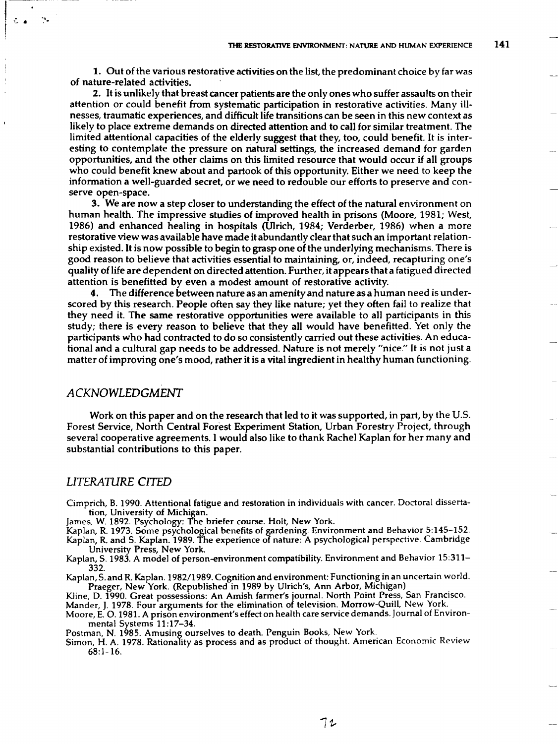1. Out of the various restorative activities on the list, the predominant choice by far was of nature-related activities.

2. It is unlikely that breast cancer patients are the only ones who suffer assaults on their attention or could benefit from systematic participation in restorative activities. Many illnesses, traumatic experiences, and difficult life transitions can be seen in this new context as likely to place extreme demands on directed attention and to call for similar treatment. The limited attentional capacities of the elderly suggest that they, too, could benefit. It is interesting to contemplate the pressure on natural settings, the increased demand for garden opportunities, and the other claims on this limited resource that would occur if all groups who could benefit knew about and partook of this opportunity. Either we need to keep the information a well-guarded secret, or we need to redouble our efforts to preserve and conserve open-space.

3. We are now a step closer to understanding the effect of the natural environment on human health. The impressive studies of improved health in prisons (Moore, 1981; West, 1986) and enhanced healing in hospitals (Ulrich, 1984; Verderber, 1986) when a more restorative view was available have made it abundantly clear that such an important relationship existed. It is now possible to begin to grasp one of the underlying mechanisms. There is good reason to believe that activities essential to maintaining, or, indeed, recapturing one's quality of life are dependent on directed attention. Further, it appears that a fatigued directed attention is benefitted by even a modest amount of restorative activity.

4. The difference between nature as an amenity and nature as a human need is underscored by this research. People often say they like nature; yet they often fail to realize that they need it. The same restorative opportunities were available to all participants in this study; there is every reason to believe that they all would have benefitted. Yet only the participants who had contracted to do so consistently carried out these activities. An educational and a cultural gap needs to be addressed. Nature is not merely "nice." It is not just a matter of improving one's mood, rather it is a vital ingredient in healthy human functioning.

## *ACKNOWLEDGMENT*

Work on this paper and on the research that led to it was supported, in part, by the U.S. Forest Service, North Central Forest Experiment Station, Urban Forestry Project, through several cooperative agreements. I would also like to thank Rachel Kaplan for her many and substantial contributions to this paper.

## *LITERATURE CITED*

Cimprich, B. 1990. Attentional fatigue and restoration in individuals with cancer. Doctoral dissertation, University of Michigan.

James, W. 1892. Psychology: The briefer course. Holt, New York.

Kaplan, R. 1973. Some psychological benefits of gardening. Environment and Behavior 5:145–152.

Kaplan, R. and S. Kaplan. 1989. The experience of nature: A psychological perspective. Cambridge University Press, New York.

Kaplan, S. 1983. A model of person-environment compatibility. Environment and Behavior 15:311–332.

Kaplan, S. and R. Kaplan. 1982/1989. Cognition and environment: Functioning in an uncertain world. Praeger, New York. (Republished in 1989 by Ulrich's, Ann Arbor, Michigan)

Kline, D. 1990. Great possessions: An Amish farmer's journal. North Point Press, San Francisco.

Mander, J. 1978. Four arguments for the elimination of television. Morrow-Quill, New York.

Moore, E. O. 1981. A prison environment's effect on health care service demands. Journal of Environmental Systems 11:17–34.

Postman, N. 1985. Amusing ourselves to death. Penguin Books, New York.

Simon, H. A. 1978. Rationality as process and as product of thought. American Economic Review 68:1–16.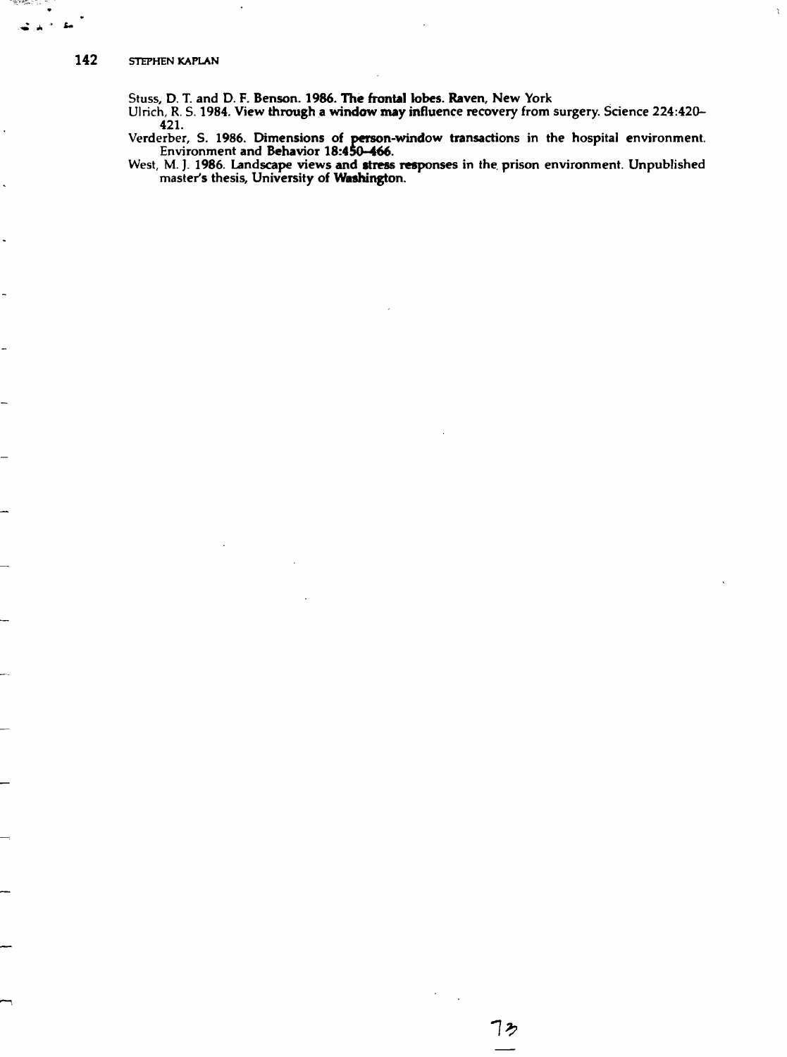Stuss, D. T. and D. F. Benson. 1986. The frontal lobes. Raven, New York

Ulrich, R. S. 1984. View through a window may influence recovery from surgery. Science 224:420–421.

Verderber, S. 1986. Dimensions of person-window transactions in the hospital environment. Environment and Behavior 18:450–466.

West, M. J. 1986. Landscape views and stress responses in the prison environment. Unpublished master's thesis, University of Washington.